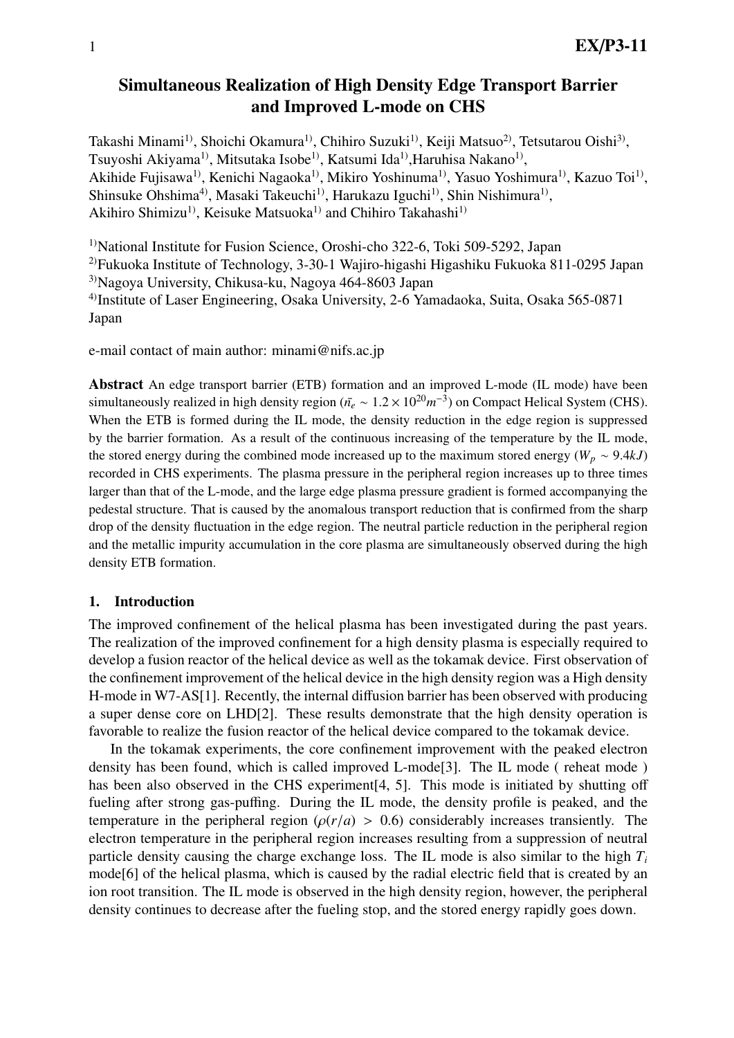# Simultaneous Realization of High Density Edge Transport Barrier and Improved L-mode on CHS

Takashi Minami[1)], Shoichi Okamura[1)], Chihiro Suzuki[1)], Keiji Matsuo[2)], Tetsutarou Oishi[3)], Tsuyoshi Akiyama[1)], Mitsutaka Isobe[1)], Katsumi Ida[1)], Haruhisa Nakano[1)], Akihide Fujisawa[1)], Kenichi Nagaoka[1)], Mikiro Yoshinuma[1)], Yasuo Yoshimura[1)], Kazuo Toi[1)], Shinsuke Ohshima[4)], Masaki Takeuchi[1)], Harukazu Iguchi[1)], Shin Nishimura[1)], Akihiro Shimizu[1)], Keisuke Matsuoka[1)] and Chihiro Takahashi[1)]

[1)]National Institute for Fusion Science, Oroshi-cho 322-6, Toki 509-5292, Japan
[2)]Fukuoka Institute of Technology, 3-30-1 Wajiro-higashi Higashiku Fukuoka 811-0295 Japan
[3)]Nagoya University, Chikusa-ku, Nagoya 464-8603 Japan
[4)]Institute of Laser Engineering, Osaka University, 2-6 Yamadaoka, Suita, Osaka 565-0871 Japan

e-mail contact of main author: minami@nifs.ac.jp

**Abstract** An edge transport barrier (ETB) formation and an improved L-mode (IL mode) have been simultaneously realized in high density region ($\bar{n}_e \sim 1.2 \times 10^{20} m^{-3}$) on Compact Helical System (CHS). When the ETB is formed during the IL mode, the density reduction in the edge region is suppressed by the barrier formation. As a result of the continuous increasing of the temperature by the IL mode, the stored energy during the combined mode increased up to the maximum stored energy ($W_p \sim 9.4kJ$) recorded in CHS experiments. The plasma pressure in the peripheral region increases up to three times larger than that of the L-mode, and the large edge plasma pressure gradient is formed accompanying the pedestal structure. That is caused by the anomalous transport reduction that is confirmed from the sharp drop of the density fluctuation in the edge region. The neutral particle reduction in the peripheral region and the metallic impurity accumulation in the core plasma are simultaneously observed during the high density ETB formation.

## 1. Introduction

The improved confinement of the helical plasma has been investigated during the past years. The realization of the improved confinement for a high density plasma is especially required to develop a fusion reactor of the helical device as well as the tokamak device. First observation of the confinement improvement of the helical device in the high density region was a High density H-mode in W7-AS[1]. Recently, the internal diffusion barrier has been observed with producing a super dense core on LHD[2]. These results demonstrate that the high density operation is favorable to realize the fusion reactor of the helical device compared to the tokamak device.

In the tokamak experiments, the core confinement improvement with the peaked electron density has been found, which is called improved L-mode[3]. The IL mode ( reheat mode ) has been also observed in the CHS experiment[4, 5]. This mode is initiated by shutting off fueling after strong gas-puffing. During the IL mode, the density profile is peaked, and the temperature in the peripheral region ($\rho(r/a) > 0.6$) considerably increases transiently. The electron temperature in the peripheral region increases resulting from a suppression of neutral particle density causing the charge exchange loss. The IL mode is also similar to the high $T_i$ mode[6] of the helical plasma, which is caused by the radial electric field that is created by an ion root transition. The IL mode is observed in the high density region, however, the peripheral density continues to decrease after the fueling stop, and the stored energy rapidly goes down.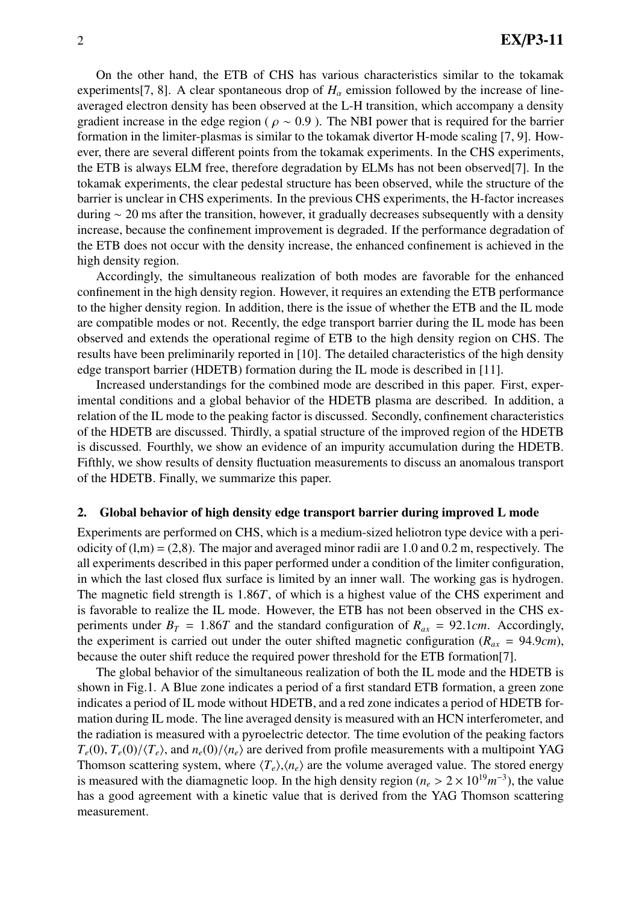On the other hand, the ETB of CHS has various characteristics similar to the tokamak experiments[7, 8]. A clear spontaneous drop of $H_\alpha$ emission followed by the increase of line-averaged electron density has been observed at the L-H transition, which accompany a density gradient increase in the edge region ( $\rho \sim 0.9$ ). The NBI power that is required for the barrier formation in the limiter-plasmas is similar to the tokamak divertor H-mode scaling [7, 9]. However, there are several different points from the tokamak experiments. In the CHS experiments, the ETB is always ELM free, therefore degradation by ELMs has not been observed[7]. In the tokamak experiments, the clear pedestal structure has been observed, while the structure of the barrier is unclear in CHS experiments. In the previous CHS experiments, the H-factor increases during $\sim 20$ ms after the transition, however, it gradually decreases subsequently with a density increase, because the confinement improvement is degraded. If the performance degradation of the ETB does not occur with the density increase, the enhanced confinement is achieved in the high density region.

Accordingly, the simultaneous realization of both modes are favorable for the enhanced confinement in the high density region. However, it requires an extending the ETB performance to the higher density region. In addition, there is the issue of whether the ETB and the IL mode are compatible modes or not. Recently, the edge transport barrier during the IL mode has been observed and extends the operational regime of ETB to the high density region on CHS. The results have been preliminarily reported in [10]. The detailed characteristics of the high density edge transport barrier (HDETB) formation during the IL mode is described in [11].

Increased understandings for the combined mode are described in this paper. First, experimental conditions and a global behavior of the HDETB plasma are described. In addition, a relation of the IL mode to the peaking factor is discussed. Secondly, confinement characteristics of the HDETB are discussed. Thirdly, a spatial structure of the improved region of the HDETB is discussed. Fourthly, we show an evidence of an impurity accumulation during the HDETB. Fifthly, we show results of density fluctuation measurements to discuss an anomalous transport of the HDETB. Finally, we summarize this paper.

## 2. Global behavior of high density edge transport barrier during improved L mode

Experiments are performed on CHS, which is a medium-sized heliotron type device with a periodicity of (l,m) = (2,8). The major and averaged minor radii are 1.0 and 0.2 m, respectively. The all experiments described in this paper performed under a condition of the limiter configuration, in which the last closed flux surface is limited by an inner wall. The working gas is hydrogen. The magnetic field strength is $1.86T$, of which is a highest value of the CHS experiment and is favorable to realize the IL mode. However, the ETB has not been observed in the CHS experiments under $B_T = 1.86T$ and the standard configuration of $R_{ax} = 92.1cm$. Accordingly, the experiment is carried out under the outer shifted magnetic configuration ($R_{ax} = 94.9cm$), because the outer shift reduce the required power threshold for the ETB formation[7].

The global behavior of the simultaneous realization of both the IL mode and the HDETB is shown in Fig.1. A Blue zone indicates a period of a first standard ETB formation, a green zone indicates a period of IL mode without HDETB, and a red zone indicates a period of HDETB formation during IL mode. The line averaged density is measured with an HCN interferometer, and the radiation is measured with a pyroelectric detector. The time evolution of the peaking factors $T_e(0)$, $T_e(0)/\langle T_e \rangle$, and $n_e(0)/\langle n_e \rangle$ are derived from profile measurements with a multipoint YAG Thomson scattering system, where $\langle T_e \rangle$,$\langle n_e \rangle$ are the volume averaged value. The stored energy is measured with the diamagnetic loop. In the high density region ($n_e > 2 \times 10^{19} m^{-3}$), the value has a good agreement with a kinetic value that is derived from the YAG Thomson scattering measurement.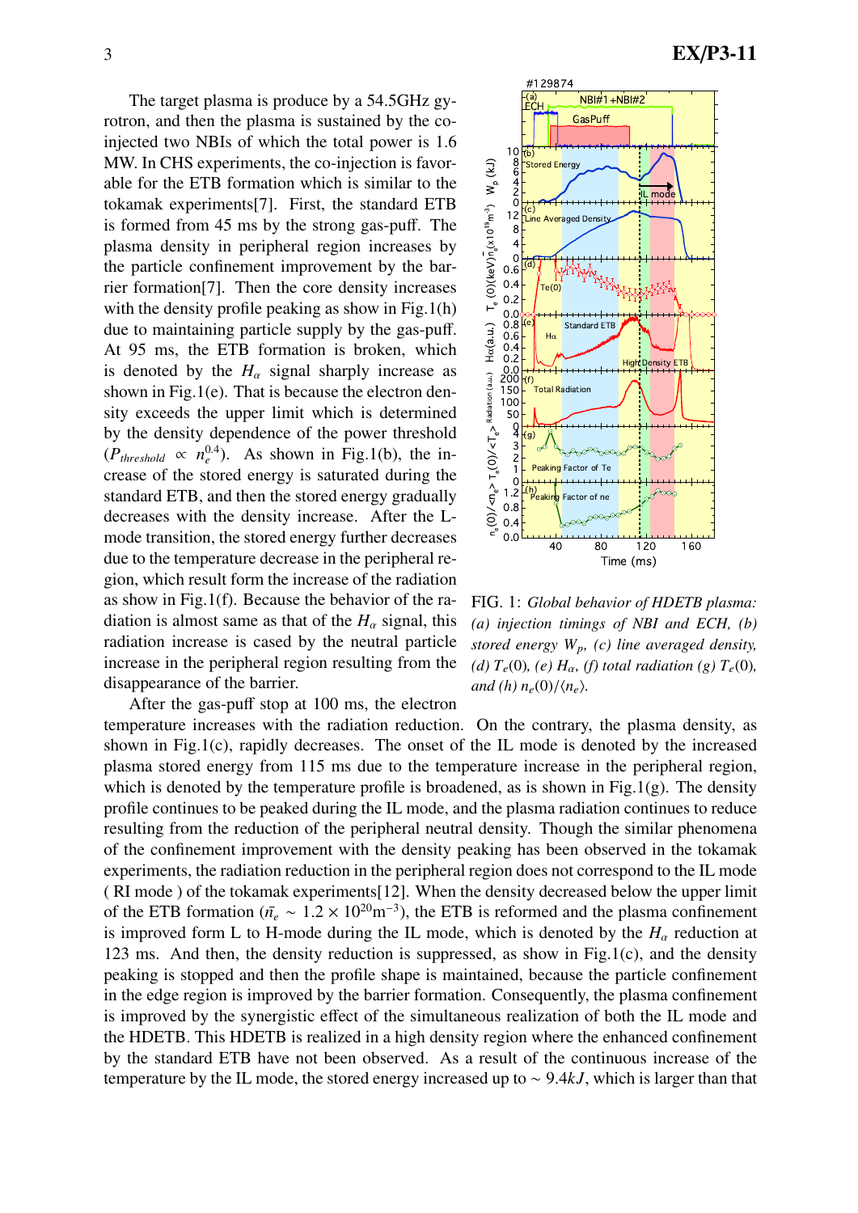The target plasma is produce by a 54.5GHz gyrotron, and then the plasma is sustained by the co-injected two NBIs of which the total power is 1.6 MW. In CHS experiments, the co-injection is favorable for the ETB formation which is similar to the tokamak experiments[7]. First, the standard ETB is formed from 45 ms by the strong gas-puff. The plasma density in peripheral region increases by the particle confinement improvement by the barrier formation[7]. Then the core density increases with the density profile peaking as show in Fig.1(h) due to maintaining particle supply by the gas-puff. At 95 ms, the ETB formation is broken, which is denoted by the $H_\alpha$ signal sharply increase as shown in Fig.1(e). That is because the electron density exceeds the upper limit which is determined by the density dependence of the power threshold ($P_{threshold} \propto n_e^{0.4}$). As shown in Fig.1(b), the increase of the stored energy is saturated during the standard ETB, and then the stored energy gradually decreases with the density increase. After the L-mode transition, the stored energy further decreases due to the temperature decrease in the peripheral region, which result form the increase of the radiation as show in Fig.1(f). Because the behavior of the radiation is almost same as that of the $H_\alpha$ signal, this radiation increase is cased by the neutral particle increase in the peripheral region resulting from the disappearance of the barrier.

FIG. 1: *Global behavior of HDETB plasma: (a) injection timings of NBI and ECH, (b) stored energy $W_p$, (c) line averaged density, (d) $T_e(0)$, (e) $H_\alpha$, (f) total radiation (g) $T_e(0)$, and (h) $n_e(0)/\langle n_e \rangle$.*

After the gas-puff stop at 100 ms, the electron temperature increases with the radiation reduction. On the contrary, the plasma density, as shown in Fig.1(c), rapidly decreases. The onset of the IL mode is denoted by the increased plasma stored energy from 115 ms due to the temperature increase in the peripheral region, which is denoted by the temperature profile is broadened, as is shown in Fig.1(g). The density profile continues to be peaked during the IL mode, and the plasma radiation continues to reduce resulting from the reduction of the peripheral neutral density. Though the similar phenomena of the confinement improvement with the density peaking has been observed in the tokamak experiments, the radiation reduction in the peripheral region does not correspond to the IL mode ( RI mode ) of the tokamak experiments[12]. When the density decreased below the upper limit of the ETB formation ($\bar{n}_e \sim 1.2 \times 10^{20}\mathrm{m}^{-3}$), the ETB is reformed and the plasma confinement is improved form L to H-mode during the IL mode, which is denoted by the $H_\alpha$ reduction at 123 ms. And then, the density reduction is suppressed, as show in Fig.1(c), and the density peaking is stopped and then the profile shape is maintained, because the particle confinement in the edge region is improved by the barrier formation. Consequently, the plasma confinement is improved by the synergistic effect of the simultaneous realization of both the IL mode and the HDETB. This HDETB is realized in a high density region where the enhanced confinement by the standard ETB have not been observed. As a result of the continuous increase of the temperature by the IL mode, the stored energy increased up to $\sim 9.4kJ$, which is larger than that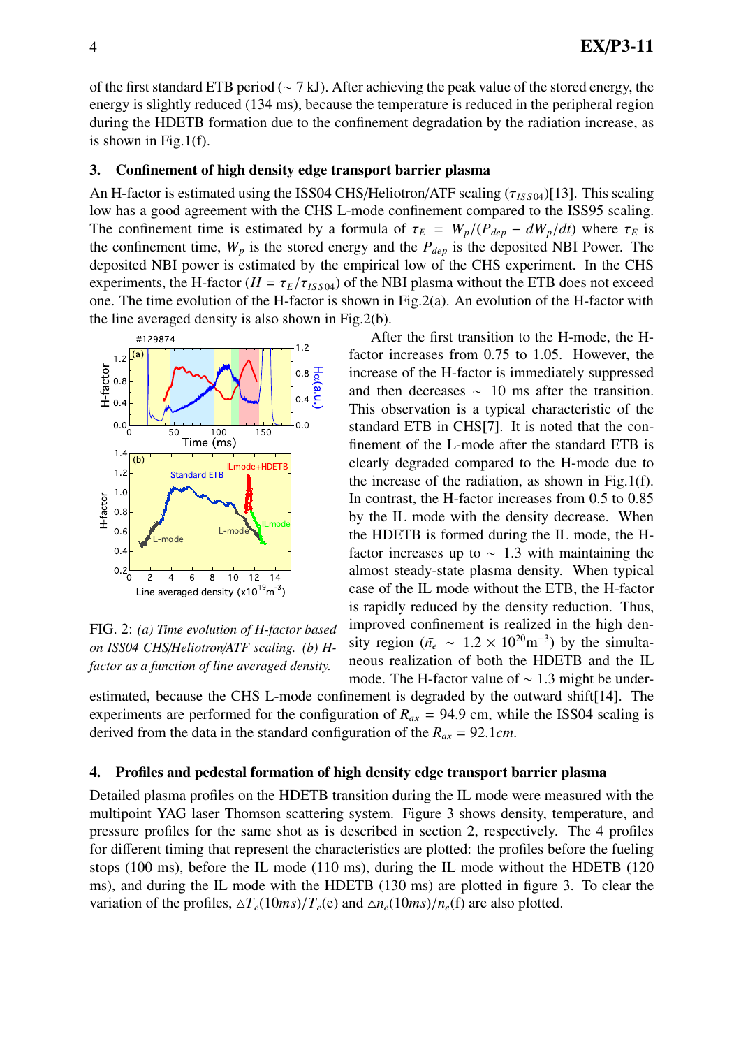of the first standard ETB period (~ 7 kJ). After achieving the peak value of the stored energy, the energy is slightly reduced (134 ms), because the temperature is reduced in the peripheral region during the HDETB formation due to the confinement degradation by the radiation increase, as is shown in Fig.1(f).

## 3. Confinement of high density edge transport barrier plasma

An H-factor is estimated using the ISS04 CHS/Heliotron/ATF scaling ($\tau_{ISS04}$)[13]. This scaling low has a good agreement with the CHS L-mode confinement compared to the ISS95 scaling. The confinement time is estimated by a formula of $\tau_E = W_p/(P_{dep} - dW_p/dt)$ where $\tau_E$ is the confinement time, $W_p$ is the stored energy and the $P_{dep}$ is the deposited NBI Power. The deposited NBI power is estimated by the empirical low of the CHS experiment. In the CHS experiments, the H-factor ($H = \tau_E/\tau_{ISS04}$) of the NBI plasma without the ETB does not exceed one. The time evolution of the H-factor is shown in Fig.2(a). An evolution of the H-factor with the line averaged density is also shown in Fig.2(b).

FIG. 2: *(a) Time evolution of H-factor based on ISS04 CHS/Heliotron/ATF scaling. (b) H-factor as a function of line averaged density.*

After the first transition to the H-mode, the H-factor increases from 0.75 to 1.05. However, the increase of the H-factor is immediately suppressed and then decreases ~ 10 ms after the transition. This observation is a typical characteristic of the standard ETB in CHS[7]. It is noted that the confinement of the L-mode after the standard ETB is clearly degraded compared to the H-mode due to the increase of the radiation, as shown in Fig.1(f). In contrast, the H-factor increases from 0.5 to 0.85 by the IL mode with the density decrease. When the HDETB is formed during the IL mode, the H-factor increases up to ~ 1.3 with maintaining the almost steady-state plasma density. When typical case of the IL mode without the ETB, the H-factor is rapidly reduced by the density reduction. Thus, improved confinement is realized in the high density region ($\bar{n}_e \sim 1.2 \times 10^{20}\text{m}^{-3}$) by the simultaneous realization of both the HDETB and the IL mode. The H-factor value of ~ 1.3 might be under-estimated, because the CHS L-mode confinement is degraded by the outward shift[14]. The experiments are performed for the configuration of $R_{ax} = 94.9$ cm, while the ISS04 scaling is derived from the data in the standard configuration of the $R_{ax} = 92.1cm$.

## 4. Profiles and pedestal formation of high density edge transport barrier plasma

Detailed plasma profiles on the HDETB transition during the IL mode were measured with the multipoint YAG laser Thomson scattering system. Figure 3 shows density, temperature, and pressure profiles for the same shot as is described in section 2, respectively. The 4 profiles for different timing that represent the characteristics are plotted: the profiles before the fueling stops (100 ms), before the IL mode (110 ms), during the IL mode without the HDETB (120 ms), and during the IL mode with the HDETB (130 ms) are plotted in figure 3. To clear the variation of the profiles, $\triangle T_e(10ms)/T_e$(e) and $\triangle n_e(10ms)/n_e$(f) are also plotted.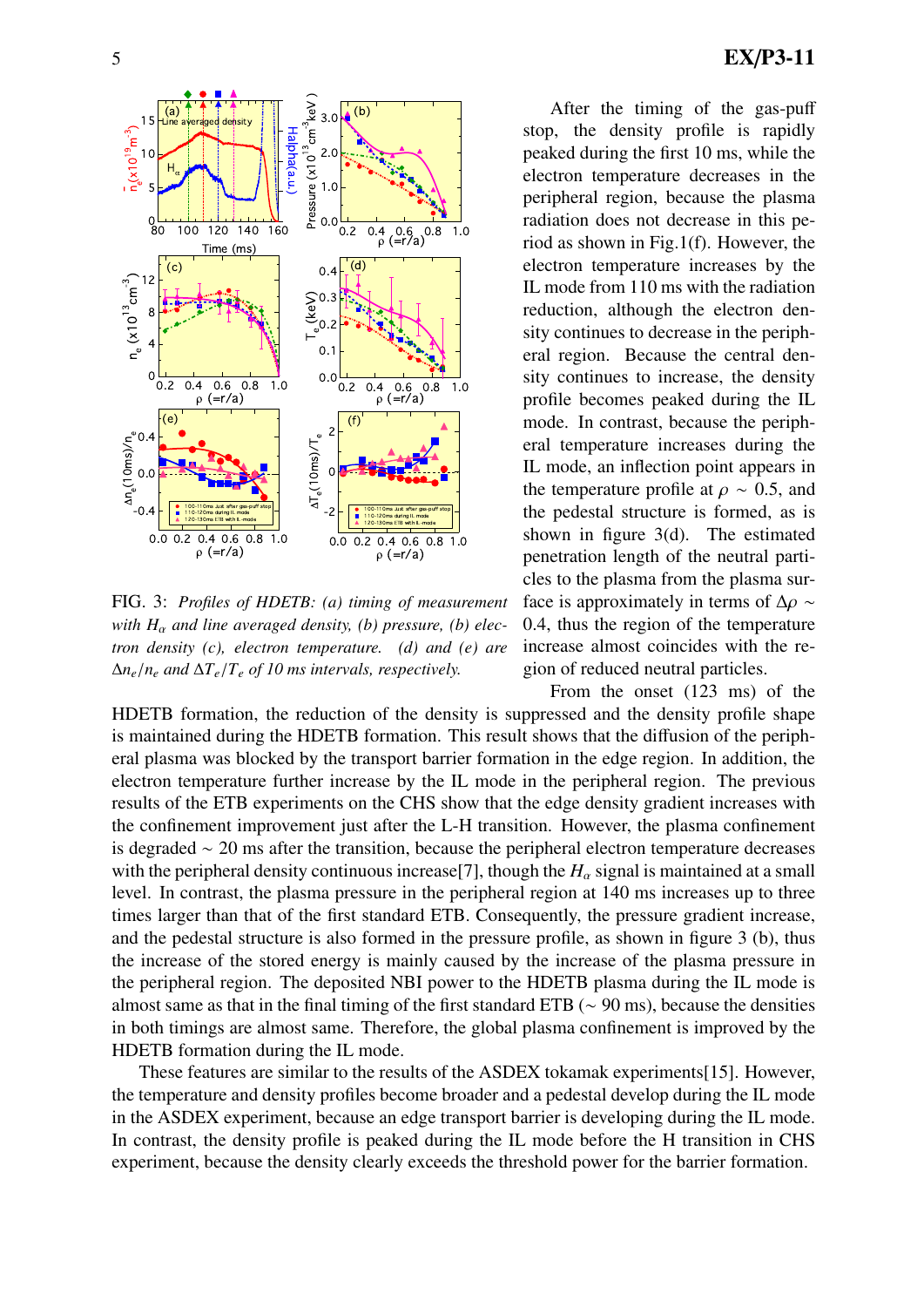FIG. 3: *Profiles of HDETB: (a) timing of measurement with $H_\alpha$ and line averaged density, (b) pressure, (b) electron density (c), electron temperature. (d) and (e) are $\Delta n_e/n_e$ and $\Delta T_e/T_e$ of 10 ms intervals, respectively.*

After the timing of the gas-puff stop, the density profile is rapidly peaked during the first 10 ms, while the electron temperature decreases in the peripheral region, because the plasma radiation does not decrease in this period as shown in Fig.1(f). However, the electron temperature increases by the IL mode from 110 ms with the radiation reduction, although the electron density continues to decrease in the peripheral region. Because the central density continues to increase, the density profile becomes peaked during the IL mode. In contrast, because the peripheral temperature increases during the IL mode, an inflection point appears in the temperature profile at $\rho \sim 0.5$, and the pedestal structure is formed, as is shown in figure 3(d). The estimated penetration length of the neutral particles to the plasma from the plasma surface is approximately in terms of $\Delta\rho \sim 0.4$, thus the region of the temperature increase almost coincides with the region of reduced neutral particles.

From the onset (123 ms) of the HDETB formation, the reduction of the density is suppressed and the density profile shape is maintained during the HDETB formation. This result shows that the diffusion of the peripheral plasma was blocked by the transport barrier formation in the edge region. In addition, the electron temperature further increase by the IL mode in the peripheral region. The previous results of the ETB experiments on the CHS show that the edge density gradient increases with the confinement improvement just after the L-H transition. However, the plasma confinement is degraded $\sim$ 20 ms after the transition, because the peripheral electron temperature decreases with the peripheral density continuous increase[7], though the $H_\alpha$ signal is maintained at a small level. In contrast, the plasma pressure in the peripheral region at 140 ms increases up to three times larger than that of the first standard ETB. Consequently, the pressure gradient increase, and the pedestal structure is also formed in the pressure profile, as shown in figure 3 (b), thus the increase of the stored energy is mainly caused by the increase of the plasma pressure in the peripheral region. The deposited NBI power to the HDETB plasma during the IL mode is almost same as that in the final timing of the first standard ETB ($\sim$ 90 ms), because the densities in both timings are almost same. Therefore, the global plasma confinement is improved by the HDETB formation during the IL mode.

These features are similar to the results of the ASDEX tokamak experiments[15]. However, the temperature and density profiles become broader and a pedestal develop during the IL mode in the ASDEX experiment, because an edge transport barrier is developing during the IL mode. In contrast, the density profile is peaked during the IL mode before the H transition in CHS experiment, because the density clearly exceeds the threshold power for the barrier formation.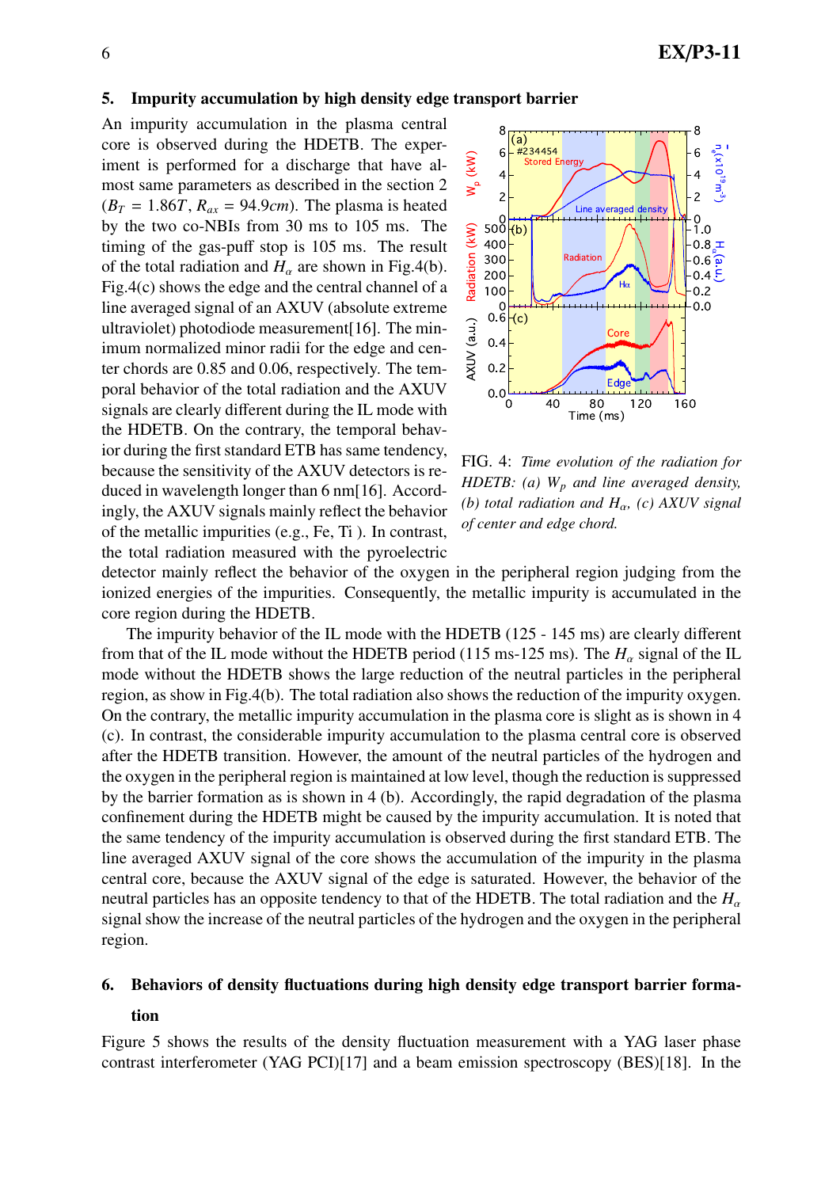## 5. Impurity accumulation by high density edge transport barrier

An impurity accumulation in the plasma central core is observed during the HDETB. The experiment is performed for a discharge that have almost same parameters as described in the section 2 ($B_T$ = 1.86$T$, $R_{ax}$ = 94.9$cm$). The plasma is heated by the two co-NBIs from 30 ms to 105 ms. The timing of the gas-puff stop is 105 ms. The result of the total radiation and $H_\alpha$ are shown in Fig.4(b). Fig.4(c) shows the edge and the central channel of a line averaged signal of an AXUV (absolute extreme ultraviolet) photodiode measurement[16]. The minimum normalized minor radii for the edge and center chords are 0.85 and 0.06, respectively. The temporal behavior of the total radiation and the AXUV signals are clearly different during the IL mode with the HDETB. On the contrary, the temporal behavior during the first standard ETB has same tendency, because the sensitivity of the AXUV detectors is reduced in wavelength longer than 6 nm[16]. Accordingly, the AXUV signals mainly reflect the behavior of the metallic impurities (e.g., Fe, Ti ). In contrast, the total radiation measured with the pyroelectric detector mainly reflect the behavior of the oxygen in the peripheral region judging from the ionized energies of the impurities. Consequently, the metallic impurity is accumulated in the core region during the HDETB.

FIG. 4: *Time evolution of the radiation for HDETB: (a) $W_p$ and line averaged density, (b) total radiation and $H_\alpha$, (c) AXUV signal of center and edge chord.*

The impurity behavior of the IL mode with the HDETB (125 - 145 ms) are clearly different from that of the IL mode without the HDETB period (115 ms-125 ms). The $H_\alpha$ signal of the IL mode without the HDETB shows the large reduction of the neutral particles in the peripheral region, as show in Fig.4(b). The total radiation also shows the reduction of the impurity oxygen. On the contrary, the metallic impurity accumulation in the plasma core is slight as is shown in 4 (c). In contrast, the considerable impurity accumulation to the plasma central core is observed after the HDETB transition. However, the amount of the neutral particles of the hydrogen and the oxygen in the peripheral region is maintained at low level, though the reduction is suppressed by the barrier formation as is shown in 4 (b). Accordingly, the rapid degradation of the plasma confinement during the HDETB might be caused by the impurity accumulation. It is noted that the same tendency of the impurity accumulation is observed during the first standard ETB. The line averaged AXUV signal of the core shows the accumulation of the impurity in the plasma central core, because the AXUV signal of the edge is saturated. However, the behavior of the neutral particles has an opposite tendency to that of the HDETB. The total radiation and the $H_\alpha$ signal show the increase of the neutral particles of the hydrogen and the oxygen in the peripheral region.

## 6. Behaviors of density fluctuations during high density edge transport barrier formation

Figure 5 shows the results of the density fluctuation measurement with a YAG laser phase contrast interferometer (YAG PCI)[17] and a beam emission spectroscopy (BES)[18]. In the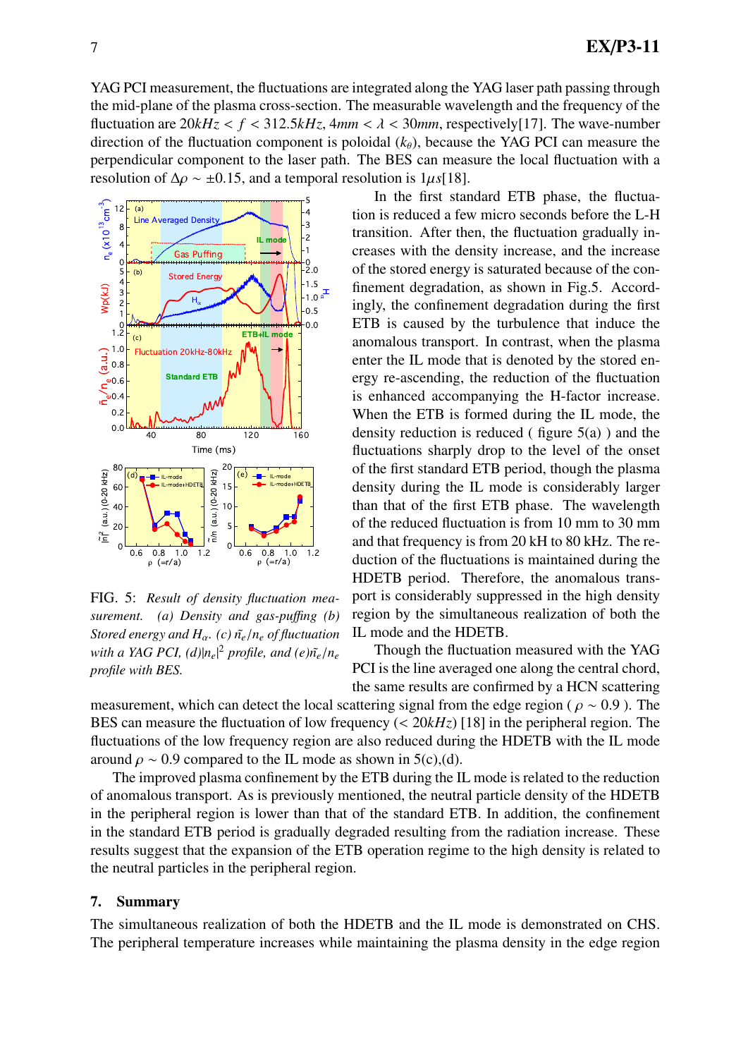YAG PCI measurement, the fluctuations are integrated along the YAG laser path passing through the mid-plane of the plasma cross-section. The measurable wavelength and the frequency of the fluctuation are $20kHz < f < 312.5kHz$, $4mm < \lambda < 30mm$, respectively[17]. The wave-number direction of the fluctuation component is poloidal ($k_\theta$), because the YAG PCI can measure the perpendicular component to the laser path. The BES can measure the local fluctuation with a resolution of $\Delta\rho \sim \pm 0.15$, and a temporal resolution is $1\mu s$[18].

In the first standard ETB phase, the fluctuation is reduced a few micro seconds before the L-H transition. After then, the fluctuation gradually increases with the density increase, and the increase of the stored energy is saturated because of the confinement degradation, as shown in Fig.5. Accordingly, the confinement degradation during the first ETB is caused by the turbulence that induce the anomalous transport. In contrast, when the plasma enter the IL mode that is denoted by the stored energy re-ascending, the reduction of the fluctuation is enhanced accompanying the H-factor increase. When the ETB is formed during the IL mode, the density reduction is reduced ( figure 5(a) ) and the fluctuations sharply drop to the level of the onset of the first standard ETB period, though the plasma density during the IL mode is considerably larger than that of the first ETB phase. The wavelength of the reduced fluctuation is from 10 mm to 30 mm and that frequency is from 20 kH to 80 kHz. The reduction of the fluctuations is maintained during the HDETB period. Therefore, the anomalous transport is considerably suppressed in the high density region by the simultaneous realization of both the IL mode and the HDETB.

FIG. 5: *Result of density fluctuation measurement. (a) Density and gas-puffing (b) Stored energy and $H_\alpha$. (c) $\tilde{n}_e/n_e$ of fluctuation with a YAG PCI, (d)$|n_e|^2$ profile, and (e)$\tilde{n}_e/n_e$ profile with BES.*

Though the fluctuation measured with the YAG PCI is the line averaged one along the central chord, the same results are confirmed by a HCN scattering measurement, which can detect the local scattering signal from the edge region ( $\rho \sim 0.9$ ). The BES can measure the fluctuation of low frequency ($< 20kHz$) [18] in the peripheral region. The fluctuations of the low frequency region are also reduced during the HDETB with the IL mode around $\rho \sim 0.9$ compared to the IL mode as shown in 5(c),(d).

The improved plasma confinement by the ETB during the IL mode is related to the reduction of anomalous transport. As is previously mentioned, the neutral particle density of the HDETB in the peripheral region is lower than that of the standard ETB. In addition, the confinement in the standard ETB period is gradually degraded resulting from the radiation increase. These results suggest that the expansion of the ETB operation regime to the high density is related to the neutral particles in the peripheral region.

## 7. Summary

The simultaneous realization of both the HDETB and the IL mode is demonstrated on CHS. The peripheral temperature increases while maintaining the plasma density in the edge region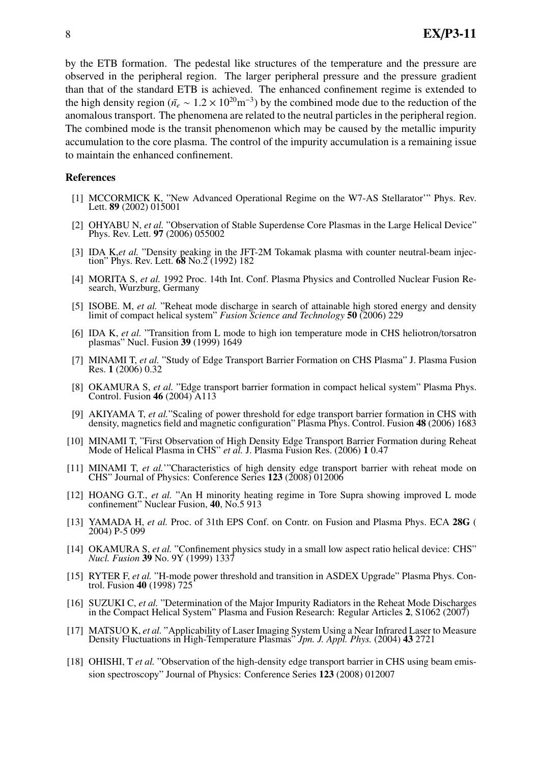by the ETB formation. The pedestal like structures of the temperature and the pressure are observed in the peripheral region. The larger peripheral pressure and the pressure gradient than that of the standard ETB is achieved. The enhanced confinement regime is extended to the high density region ($\bar{n}_e \sim 1.2 \times 10^{20}\mathrm{m}^{-3}$) by the combined mode due to the reduction of the anomalous transport. The phenomena are related to the neutral particles in the peripheral region. The combined mode is the transit phenomenon which may be caused by the metallic impurity accumulation to the core plasma. The control of the impurity accumulation is a remaining issue to maintain the enhanced confinement.

## References

[1] MCCORMICK K, "New Advanced Operational Regime on the W7-AS Stellarator'" Phys. Rev. Lett. **89** (2002) 015001

[2] OHYABU N, *et al.* "Observation of Stable Superdense Core Plasmas in the Large Helical Device" Phys. Rev. Lett. **97** (2006) 055002

[3] IDA K,*et al.* "Density peaking in the JFT-2M Tokamak plasma with counter neutral-beam injection" Phys. Rev. Lett. **68** No.2 (1992) 182

[4] MORITA S, *et al.* 1992 Proc. 14th Int. Conf. Plasma Physics and Controlled Nuclear Fusion Research, Wurzburg, Germany

[5] ISOBE. M, *et al.* "Reheat mode discharge in search of attainable high stored energy and density limit of compact helical system" *Fusion Science and Technology* **50** (2006) 229

[6] IDA K, *et al.* "Transition from L mode to high ion temperature mode in CHS heliotron/torsatron plasmas" Nucl. Fusion **39** (1999) 1649

[7] MINAMI T, *et al.* "Study of Edge Transport Barrier Formation on CHS Plasma" J. Plasma Fusion Res. **1** (2006) 0.32

[8] OKAMURA S, *et al.* "Edge transport barrier formation in compact helical system" Plasma Phys. Control. Fusion **46** (2004) A113

[9] AKIYAMA T, *et al.*"Scaling of power threshold for edge transport barrier formation in CHS with density, magnetics field and magnetic configuration" Plasma Phys. Control. Fusion **48** (2006) 1683

[10] MINAMI T, "First Observation of High Density Edge Transport Barrier Formation during Reheat Mode of Helical Plasma in CHS" *et al.* J. Plasma Fusion Res. (2006) **1** 0.47

[11] MINAMI T, *et al.*'"Characteristics of high density edge transport barrier with reheat mode on CHS" Journal of Physics: Conference Series **123** (2008) 012006

[12] HOANG G.T., *et al.* "An H minority heating regime in Tore Supra showing improved L mode confinement" Nuclear Fusion, **40**, No.5 913

[13] YAMADA H, *et al.* Proc. of 31th EPS Conf. on Contr. on Fusion and Plasma Phys. ECA **28G** ( 2004) P-5 099

[14] OKAMURA S, *et al.* "Confinement physics study in a small low aspect ratio helical device: CHS" *Nucl. Fusion* **39** No. 9Y (1999) 1337

[15] RYTER F, *et al.* "H-mode power threshold and transition in ASDEX Upgrade" Plasma Phys. Control. Fusion **40** (1998) 725

[16] SUZUKI C, *et al.* "Determination of the Major Impurity Radiators in the Reheat Mode Discharges in the Compact Helical System" Plasma and Fusion Research: Regular Articles **2**, S1062 (2007)

[17] MATSUO K, *et al.* "Applicability of Laser Imaging System Using a Near Infrared Laser to Measure Density Fluctuations in High-Temperature Plasmas" *Jpn. J. Appl. Phys.* (2004) **43** 2721

[18] OHISHI, T *et al.* "Observation of the high-density edge transport barrier in CHS using beam emission spectroscopy" Journal of Physics: Conference Series **123** (2008) 012007